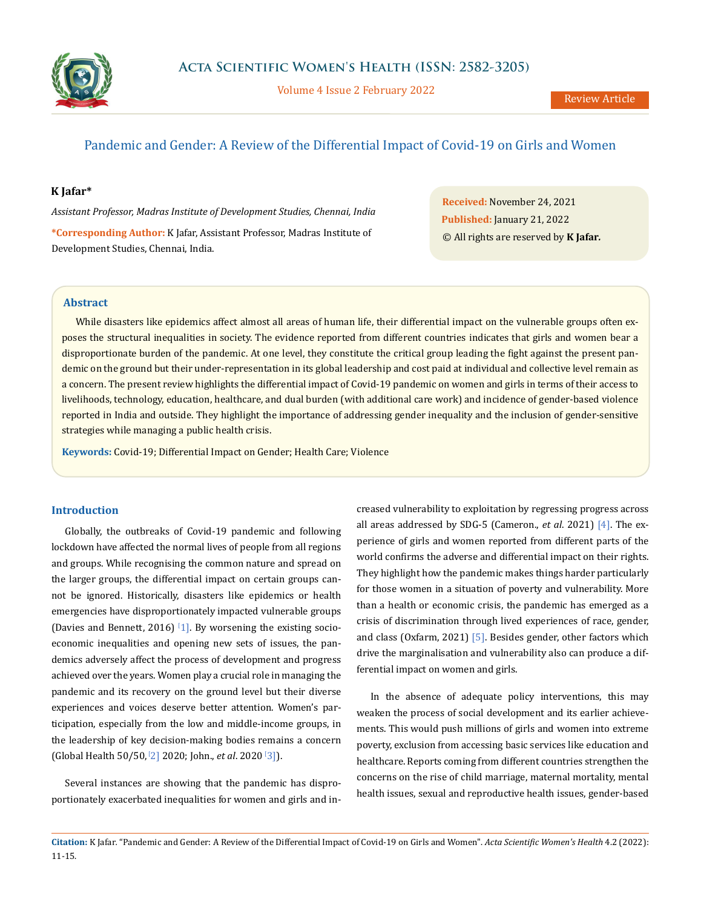# Pandemic and Gender: A Review of the Differential Impact of Covid-19 on Girls and Women

**K Jafar***

*Assistant Professor, Madras Institute of Development Studies, Chennai, India*

**\*Corresponding Author:** K Jafar, Assistant Professor, Madras Institute of Development Studies, Chennai, India.

**Received:** November 24, 2021
**Published:** January 21, 2022
© All rights are reserved by **K Jafar.**

## Abstract

While disasters like epidemics affect almost all areas of human life, their differential impact on the vulnerable groups often exposes the structural inequalities in society. The evidence reported from different countries indicates that girls and women bear a disproportionate burden of the pandemic. At one level, they constitute the critical group leading the fight against the present pandemic on the ground but their under-representation in its global leadership and cost paid at individual and collective level remain as a concern. The present review highlights the differential impact of Covid-19 pandemic on women and girls in terms of their access to livelihoods, technology, education, healthcare, and dual burden (with additional care work) and incidence of gender-based violence reported in India and outside. They highlight the importance of addressing gender inequality and the inclusion of gender-sensitive strategies while managing a public health crisis.

**Keywords:** Covid-19; Differential Impact on Gender; Health Care; Violence

## Introduction

Globally, the outbreaks of Covid-19 pandemic and following lockdown have affected the normal lives of people from all regions and groups. While recognising the common nature and spread on the larger groups, the differential impact on certain groups cannot be ignored. Historically, disasters like epidemics or health emergencies have disproportionately impacted vulnerable groups (Davies and Bennett, 2016) [1]. By worsening the existing socio-economic inequalities and opening new sets of issues, the pandemics adversely affect the process of development and progress achieved over the years. Women play a crucial role in managing the pandemic and its recovery on the ground level but their diverse experiences and voices deserve better attention. Women's participation, especially from the low and middle-income groups, in the leadership of key decision-making bodies remains a concern (Global Health 50/50, [2] 2020; John., *et al*. 2020 [3]).

Several instances are showing that the pandemic has disproportionately exacerbated inequalities for women and girls and increased vulnerability to exploitation by regressing progress across all areas addressed by SDG-5 (Cameron., *et al*. 2021) [4]. The experience of girls and women reported from different parts of the world confirms the adverse and differential impact on their rights. They highlight how the pandemic makes things harder particularly for those women in a situation of poverty and vulnerability. More than a health or economic crisis, the pandemic has emerged as a crisis of discrimination through lived experiences of race, gender, and class (Oxfarm, 2021) [5]. Besides gender, other factors which drive the marginalisation and vulnerability also can produce a differential impact on women and girls.

In the absence of adequate policy interventions, this may weaken the process of social development and its earlier achievements. This would push millions of girls and women into extreme poverty, exclusion from accessing basic services like education and healthcare. Reports coming from different countries strengthen the concerns on the rise of child marriage, maternal mortality, mental health issues, sexual and reproductive health issues, gender-based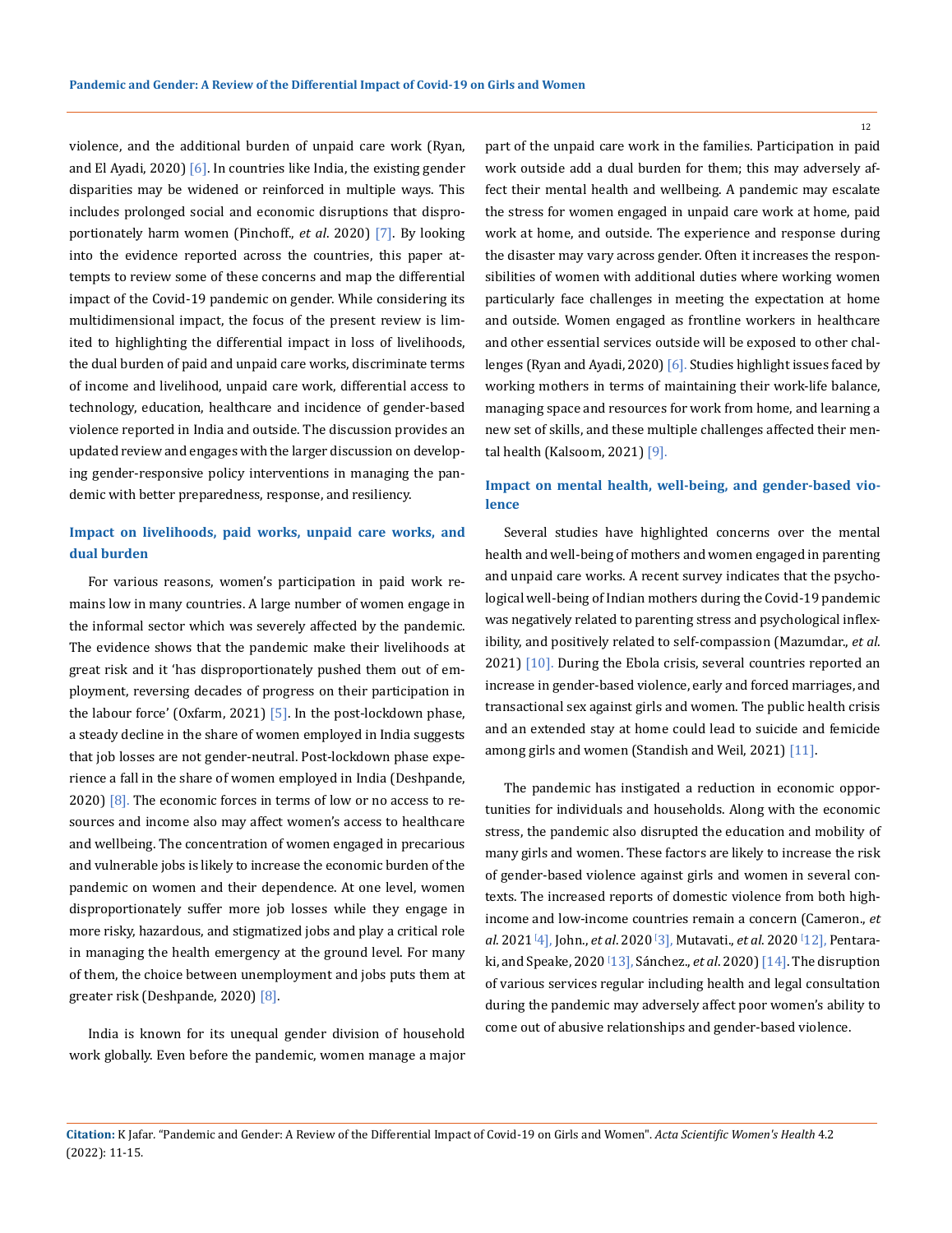violence, and the additional burden of unpaid care work (Ryan, and El Ayadi, 2020) [6]. In countries like India, the existing gender disparities may be widened or reinforced in multiple ways. This includes prolonged social and economic disruptions that disproportionately harm women (Pinchoff., *et al*. 2020) [7]. By looking into the evidence reported across the countries, this paper attempts to review some of these concerns and map the differential impact of the Covid-19 pandemic on gender. While considering its multidimensional impact, the focus of the present review is limited to highlighting the differential impact in loss of livelihoods, the dual burden of paid and unpaid care works, discriminate terms of income and livelihood, unpaid care work, differential access to technology, education, healthcare and incidence of gender-based violence reported in India and outside. The discussion provides an updated review and engages with the larger discussion on developing gender-responsive policy interventions in managing the pandemic with better preparedness, response, and resiliency.

### Impact on livelihoods, paid works, unpaid care works, and dual burden

For various reasons, women's participation in paid work remains low in many countries. A large number of women engage in the informal sector which was severely affected by the pandemic. The evidence shows that the pandemic make their livelihoods at great risk and it 'has disproportionately pushed them out of employment, reversing decades of progress on their participation in the labour force' (Oxfarm, 2021) [5]. In the post-lockdown phase, a steady decline in the share of women employed in India suggests that job losses are not gender-neutral. Post-lockdown phase experience a fall in the share of women employed in India (Deshpande, 2020) [8]. The economic forces in terms of low or no access to resources and income also may affect women's access to healthcare and wellbeing. The concentration of women engaged in precarious and vulnerable jobs is likely to increase the economic burden of the pandemic on women and their dependence. At one level, women disproportionately suffer more job losses while they engage in more risky, hazardous, and stigmatized jobs and play a critical role in managing the health emergency at the ground level. For many of them, the choice between unemployment and jobs puts them at greater risk (Deshpande, 2020) [8].

India is known for its unequal gender division of household work globally. Even before the pandemic, women manage a major part of the unpaid care work in the families. Participation in paid work outside add a dual burden for them; this may adversely affect their mental health and wellbeing. A pandemic may escalate the stress for women engaged in unpaid care work at home, paid work at home, and outside. The experience and response during the disaster may vary across gender. Often it increases the responsibilities of women with additional duties where working women particularly face challenges in meeting the expectation at home and outside. Women engaged as frontline workers in healthcare and other essential services outside will be exposed to other challenges (Ryan and Ayadi, 2020) [6]. Studies highlight issues faced by working mothers in terms of maintaining their work-life balance, managing space and resources for work from home, and learning a new set of skills, and these multiple challenges affected their mental health (Kalsoom, 2021) [9].

### Impact on mental health, well-being, and gender-based violence

Several studies have highlighted concerns over the mental health and well-being of mothers and women engaged in parenting and unpaid care works. A recent survey indicates that the psychological well-being of Indian mothers during the Covid-19 pandemic was negatively related to parenting stress and psychological inflexibility, and positively related to self-compassion (Mazumdar., *et al*. 2021) [10]. During the Ebola crisis, several countries reported an increase in gender-based violence, early and forced marriages, and transactional sex against girls and women. The public health crisis and an extended stay at home could lead to suicide and femicide among girls and women (Standish and Weil, 2021) [11].

The pandemic has instigated a reduction in economic opportunities for individuals and households. Along with the economic stress, the pandemic also disrupted the education and mobility of many girls and women. These factors are likely to increase the risk of gender-based violence against girls and women in several contexts. The increased reports of domestic violence from both high-income and low-income countries remain a concern (Cameron., *et al*. 2021 [4], John., *et al*. 2020 [3], Mutavati., *et al*. 2020 [12], Pentaraki, and Speake, 2020 [13], Sánchez., *et al*. 2020) [14]. The disruption of various services regular including health and legal consultation during the pandemic may adversely affect poor women's ability to come out of abusive relationships and gender-based violence.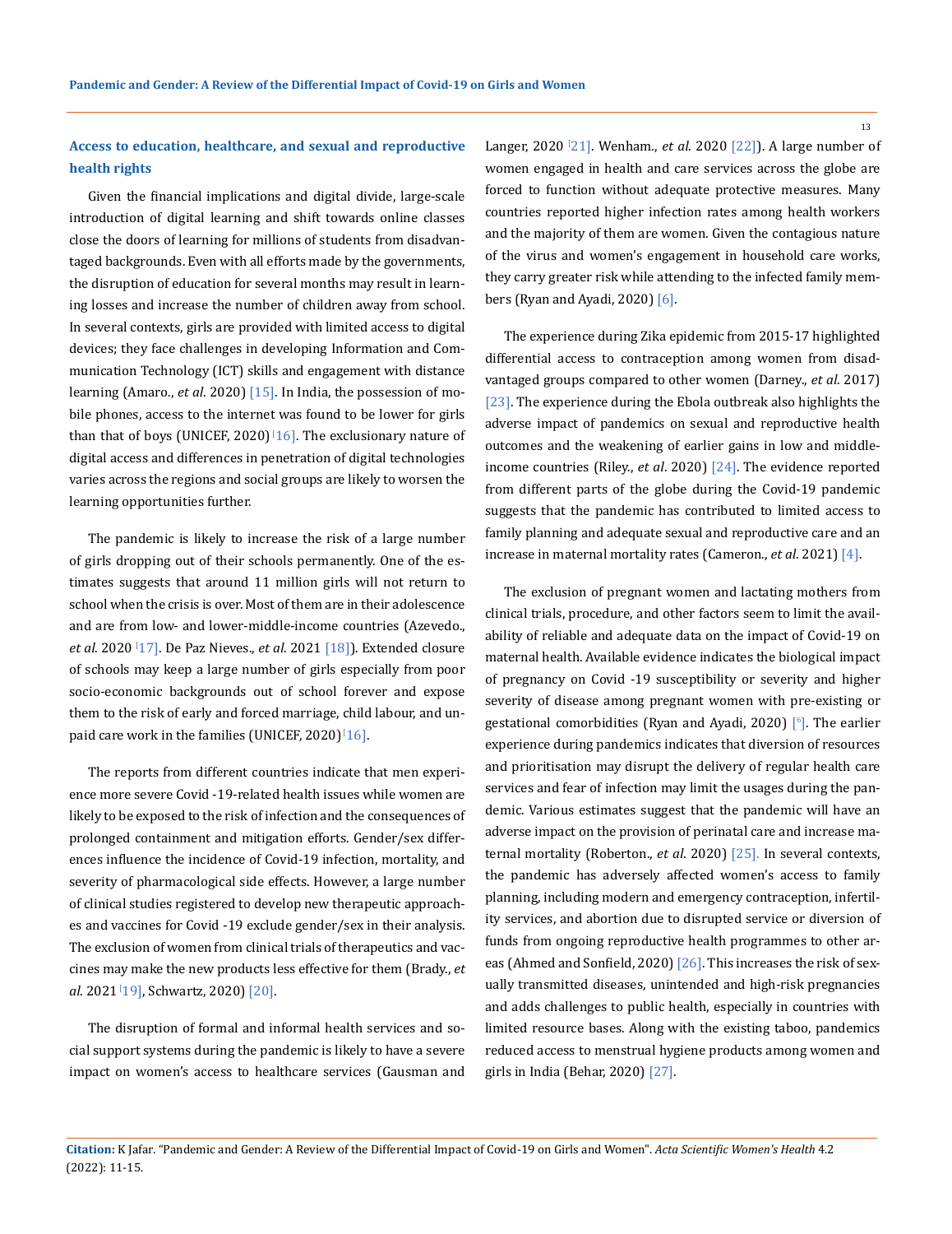## Access to education, healthcare, and sexual and reproductive health rights

Given the financial implications and digital divide, large-scale introduction of digital learning and shift towards online classes close the doors of learning for millions of students from disadvantaged backgrounds. Even with all efforts made by the governments, the disruption of education for several months may result in learning losses and increase the number of children away from school. In several contexts, girls are provided with limited access to digital devices; they face challenges in developing Information and Communication Technology (ICT) skills and engagement with distance learning (Amaro., *et al*. 2020) [15]. In India, the possession of mobile phones, access to the internet was found to be lower for girls than that of boys (UNICEF, 2020) [16]. The exclusionary nature of digital access and differences in penetration of digital technologies varies across the regions and social groups are likely to worsen the learning opportunities further.

The pandemic is likely to increase the risk of a large number of girls dropping out of their schools permanently. One of the estimates suggests that around 11 million girls will not return to school when the crisis is over. Most of them are in their adolescence and are from low- and lower-middle-income countries (Azevedo., *et al*. 2020 [17]. De Paz Nieves., *et al*. 2021 [18]). Extended closure of schools may keep a large number of girls especially from poor socio-economic backgrounds out of school forever and expose them to the risk of early and forced marriage, child labour, and unpaid care work in the families (UNICEF, 2020) [16].

The reports from different countries indicate that men experience more severe Covid -19-related health issues while women are likely to be exposed to the risk of infection and the consequences of prolonged containment and mitigation efforts. Gender/sex differences influence the incidence of Covid-19 infection, mortality, and severity of pharmacological side effects. However, a large number of clinical studies registered to develop new therapeutic approaches and vaccines for Covid -19 exclude gender/sex in their analysis. The exclusion of women from clinical trials of therapeutics and vaccines may make the new products less effective for them (Brady., *et al*. 2021 [19], Schwartz, 2020) [20].

The disruption of formal and informal health services and social support systems during the pandemic is likely to have a severe impact on women's access to healthcare services (Gausman and Langer, 2020 [21]. Wenham., *et al*. 2020 [22]). A large number of women engaged in health and care services across the globe are forced to function without adequate protective measures. Many countries reported higher infection rates among health workers and the majority of them are women. Given the contagious nature of the virus and women's engagement in household care works, they carry greater risk while attending to the infected family members (Ryan and Ayadi, 2020) [6].

The experience during Zika epidemic from 2015-17 highlighted differential access to contraception among women from disadvantaged groups compared to other women (Darney., *et al*. 2017) [23]. The experience during the Ebola outbreak also highlights the adverse impact of pandemics on sexual and reproductive health outcomes and the weakening of earlier gains in low and middle-income countries (Riley., *et al*. 2020) [24]. The evidence reported from different parts of the globe during the Covid-19 pandemic suggests that the pandemic has contributed to limited access to family planning and adequate sexual and reproductive care and an increase in maternal mortality rates (Cameron., *et al*. 2021) [4].

The exclusion of pregnant women and lactating mothers from clinical trials, procedure, and other factors seem to limit the availability of reliable and adequate data on the impact of Covid-19 on maternal health. Available evidence indicates the biological impact of pregnancy on Covid -19 susceptibility or severity and higher severity of disease among pregnant women with pre-existing or gestational comorbidities (Ryan and Ayadi, 2020) [6]. The earlier experience during pandemics indicates that diversion of resources and prioritisation may disrupt the delivery of regular health care services and fear of infection may limit the usages during the pandemic. Various estimates suggest that the pandemic will have an adverse impact on the provision of perinatal care and increase maternal mortality (Roberton., *et al*. 2020) [25]. In several contexts, the pandemic has adversely affected women's access to family planning, including modern and emergency contraception, infertility services, and abortion due to disrupted service or diversion of funds from ongoing reproductive health programmes to other areas (Ahmed and Sonfield, 2020) [26]. This increases the risk of sexually transmitted diseases, unintended and high-risk pregnancies and adds challenges to public health, especially in countries with limited resource bases. Along with the existing taboo, pandemics reduced access to menstrual hygiene products among women and girls in India (Behar, 2020) [27].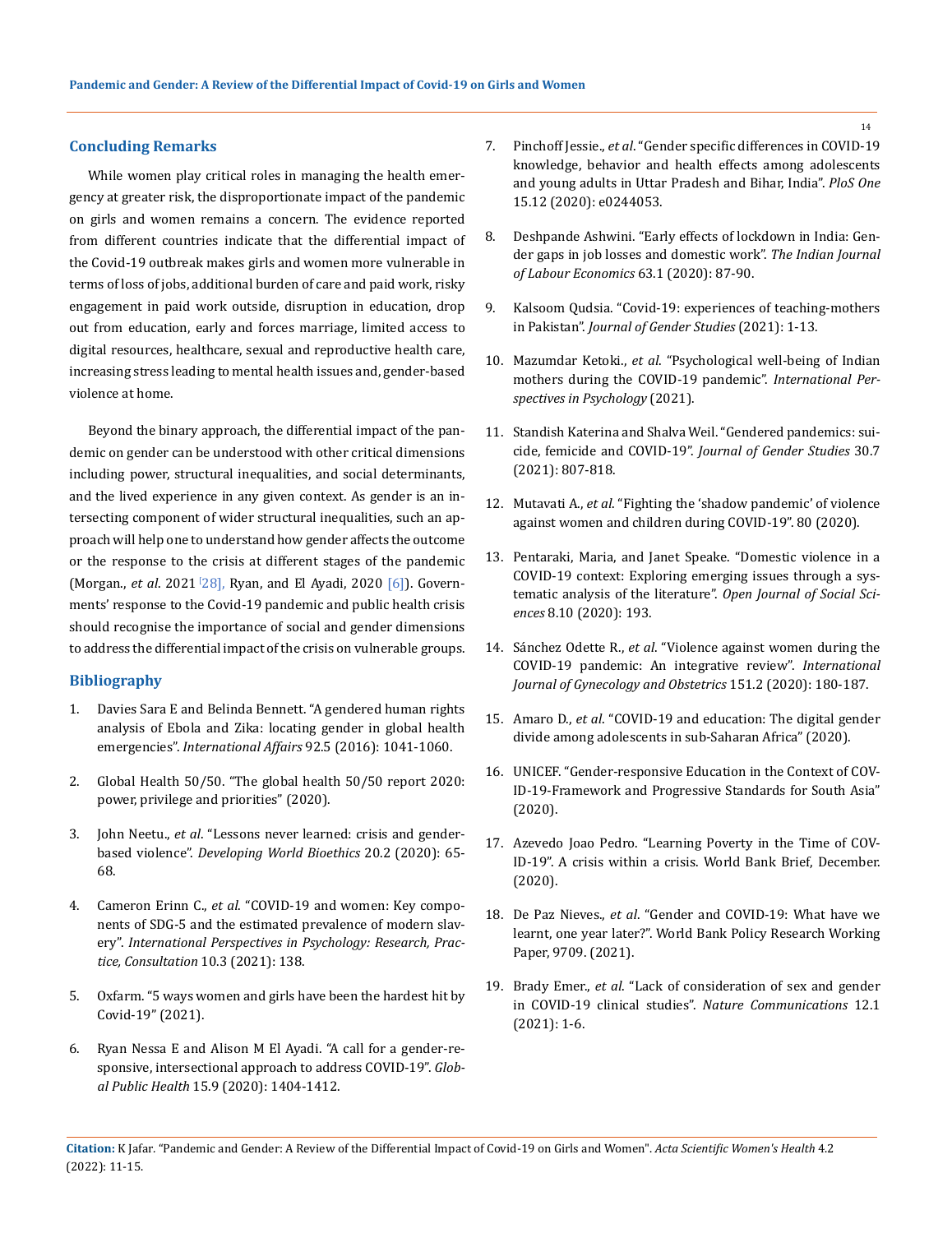## Concluding Remarks

While women play critical roles in managing the health emergency at greater risk, the disproportionate impact of the pandemic on girls and women remains a concern. The evidence reported from different countries indicate that the differential impact of the Covid-19 outbreak makes girls and women more vulnerable in terms of loss of jobs, additional burden of care and paid work, risky engagement in paid work outside, disruption in education, drop out from education, early and forces marriage, limited access to digital resources, healthcare, sexual and reproductive health care, increasing stress leading to mental health issues and, gender-based violence at home.

Beyond the binary approach, the differential impact of the pandemic on gender can be understood with other critical dimensions including power, structural inequalities, and social determinants, and the lived experience in any given context. As gender is an intersecting component of wider structural inequalities, such an approach will help one to understand how gender affects the outcome or the response to the crisis at different stages of the pandemic (Morgan., *et al*. 2021 [28], Ryan, and El Ayadi, 2020 [6]). Governments' response to the Covid-19 pandemic and public health crisis should recognise the importance of social and gender dimensions to address the differential impact of the crisis on vulnerable groups.

## Bibliography

1. Davies Sara E and Belinda Bennett. "A gendered human rights analysis of Ebola and Zika: locating gender in global health emergencies". *International Affairs* 92.5 (2016): 1041-1060.
2. Global Health 50/50. "The global health 50/50 report 2020: power, privilege and priorities" (2020).
3. John Neetu., *et al*. "Lessons never learned: crisis and gender-based violence". *Developing World Bioethics* 20.2 (2020): 65-68.
4. Cameron Erinn C., *et al*. "COVID-19 and women: Key components of SDG-5 and the estimated prevalence of modern slavery". *International Perspectives in Psychology: Research, Practice, Consultation* 10.3 (2021): 138.
5. Oxfarm. "5 ways women and girls have been the hardest hit by Covid-19" (2021).
6. Ryan Nessa E and Alison M El Ayadi. "A call for a gender-responsive, intersectional approach to address COVID-19". *Global Public Health* 15.9 (2020): 1404-1412.
7. Pinchoff Jessie., *et al*. "Gender specific differences in COVID-19 knowledge, behavior and health effects among adolescents and young adults in Uttar Pradesh and Bihar, India". *PloS One* 15.12 (2020): e0244053.
8. Deshpande Ashwini. "Early effects of lockdown in India: Gender gaps in job losses and domestic work". *The Indian Journal of Labour Economics* 63.1 (2020): 87-90.
9. Kalsoom Qudsia. "Covid-19: experiences of teaching-mothers in Pakistan". *Journal of Gender Studies* (2021): 1-13.
10. Mazumdar Ketoki., *et al*. "Psychological well-being of Indian mothers during the COVID-19 pandemic". *International Perspectives in Psychology* (2021).
11. Standish Katerina and Shalva Weil. "Gendered pandemics: suicide, femicide and COVID-19". *Journal of Gender Studies* 30.7 (2021): 807-818.
12. Mutavati A., *et al*. "Fighting the 'shadow pandemic' of violence against women and children during COVID-19". 80 (2020).
13. Pentaraki, Maria, and Janet Speake. "Domestic violence in a COVID-19 context: Exploring emerging issues through a systematic analysis of the literature". *Open Journal of Social Sciences* 8.10 (2020): 193.
14. Sánchez Odette R., *et al*. "Violence against women during the COVID-19 pandemic: An integrative review". *International Journal of Gynecology and Obstetrics* 151.2 (2020): 180-187.
15. Amaro D., *et al*. "COVID-19 and education: The digital gender divide among adolescents in sub-Saharan Africa" (2020).
16. UNICEF. "Gender-responsive Education in the Context of COVID-19-Framework and Progressive Standards for South Asia" (2020).
17. Azevedo Joao Pedro. "Learning Poverty in the Time of COVID-19". A crisis within a crisis. World Bank Brief, December. (2020).
18. De Paz Nieves., *et al*. "Gender and COVID-19: What have we learnt, one year later?". World Bank Policy Research Working Paper, 9709. (2021).
19. Brady Emer., *et al*. "Lack of consideration of sex and gender in COVID-19 clinical studies". *Nature Communications* 12.1 (2021): 1-6.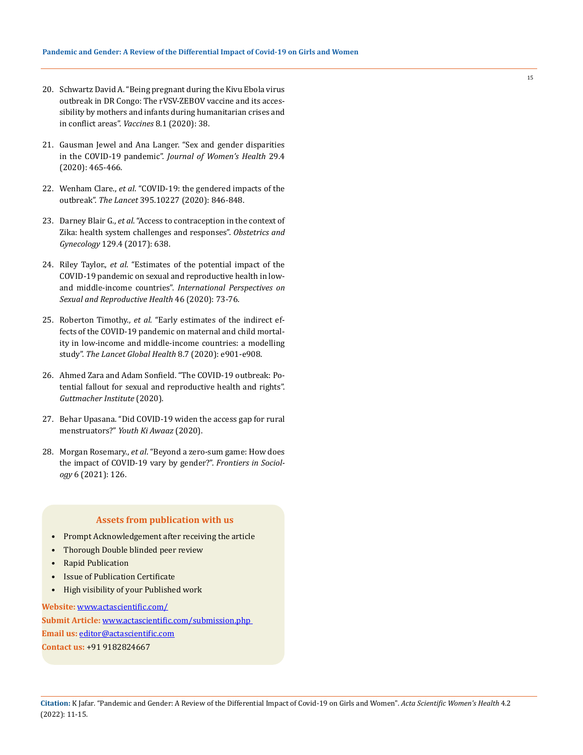20. Schwartz David A. "Being pregnant during the Kivu Ebola virus outbreak in DR Congo: The rVSV-ZEBOV vaccine and its accessibility by mothers and infants during humanitarian crises and in conflict areas". *Vaccines* 8.1 (2020): 38.

21. Gausman Jewel and Ana Langer. "Sex and gender disparities in the COVID-19 pandemic". *Journal of Women's Health* 29.4 (2020): 465-466.

22. Wenham Clare., *et al*. "COVID-19: the gendered impacts of the outbreak". *The Lancet* 395.10227 (2020): 846-848.

23. Darney Blair G., *et al*. "Access to contraception in the context of Zika: health system challenges and responses". *Obstetrics and Gynecology* 129.4 (2017): 638.

24. Riley Taylor., *et al*. "Estimates of the potential impact of the COVID-19 pandemic on sexual and reproductive health in low- and middle-income countries". *International Perspectives on Sexual and Reproductive Health* 46 (2020): 73-76.

25. Roberton Timothy., *et al*. "Early estimates of the indirect effects of the COVID-19 pandemic on maternal and child mortality in low-income and middle-income countries: a modelling study". *The Lancet Global Health* 8.7 (2020): e901-e908.

26. Ahmed Zara and Adam Sonfield. "The COVID-19 outbreak: Potential fallout for sexual and reproductive health and rights". *Guttmacher Institute* (2020).

27. Behar Upasana. "Did COVID-19 widen the access gap for rural menstruators?" *Youth Ki Awaaz* (2020).

28. Morgan Rosemary., *et al*. "Beyond a zero-sum game: How does the impact of COVID-19 vary by gender?". *Frontiers in Sociology* 6 (2021): 126.

**Assets from publication with us**

- Prompt Acknowledgement after receiving the article
- Thorough Double blinded peer review
- Rapid Publication
- Issue of Publication Certificate
- High visibility of your Published work

**Website:** www.actascientific.com/
**Submit Article:** www.actascientific.com/submission.php
**Email us:** editor@actascientific.com
**Contact us:** +91 9182824667